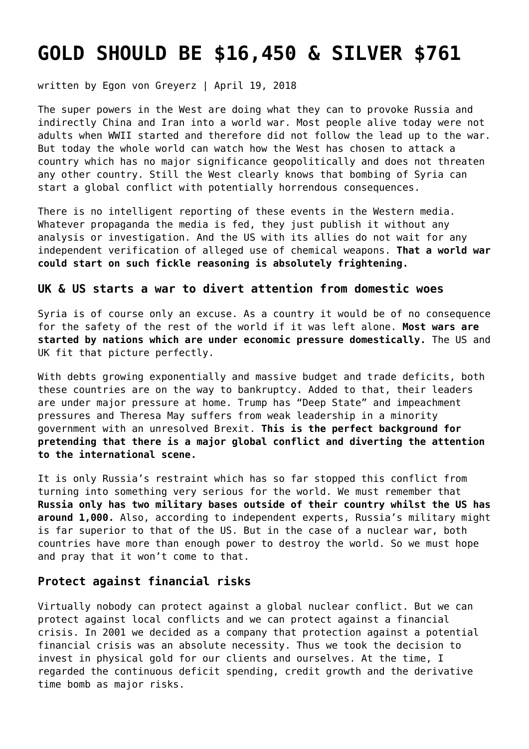# GOLD SHOULD BE $16,450 & SILVER $761

written by Egon von Greyerz | April 19, 2018

The super powers in the West are doing what they can to provoke Russia and indirectly China and Iran into a world war. Most people alive today were not adults when WWII started and therefore did not follow the lead up to the war. But today the whole world can watch how the West has chosen to attack a country which has no major significance geopolitically and does not threaten any other country. Still the West clearly knows that bombing of Syria can start a global conflict with potentially horrendous consequences.

There is no intelligent reporting of these events in the Western media. Whatever propaganda the media is fed, they just publish it without any analysis or investigation. And the US with its allies do not wait for any independent verification of alleged use of chemical weapons. **That a world war could start on such fickle reasoning is absolutely frightening.**

### UK & US starts a war to divert attention from domestic woes

Syria is of course only an excuse. As a country it would be of no consequence for the safety of the rest of the world if it was left alone. **Most wars are started by nations which are under economic pressure domestically.** The US and UK fit that picture perfectly.

With debts growing exponentially and massive budget and trade deficits, both these countries are on the way to bankruptcy. Added to that, their leaders are under major pressure at home. Trump has "Deep State" and impeachment pressures and Theresa May suffers from weak leadership in a minority government with an unresolved Brexit. **This is the perfect background for pretending that there is a major global conflict and diverting the attention to the international scene.**

It is only Russia's restraint which has so far stopped this conflict from turning into something very serious for the world. We must remember that **Russia only has two military bases outside of their country whilst the US has around 1,000.** Also, according to independent experts, Russia's military might is far superior to that of the US. But in the case of a nuclear war, both countries have more than enough power to destroy the world. So we must hope and pray that it won't come to that.

### Protect against financial risks

Virtually nobody can protect against a global nuclear conflict. But we can protect against local conflicts and we can protect against a financial crisis. In 2001 we decided as a company that protection against a potential financial crisis was an absolute necessity. Thus we took the decision to invest in physical gold for our clients and ourselves. At the time, I regarded the continuous deficit spending, credit growth and the derivative time bomb as major risks.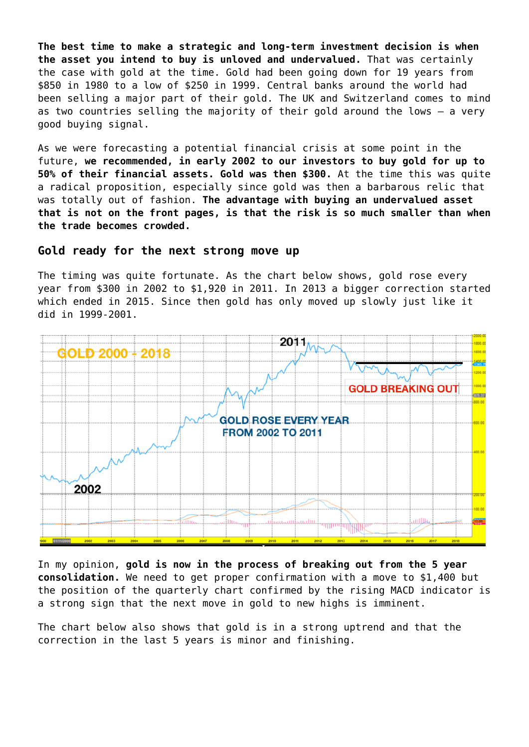**The best time to make a strategic and long-term investment decision is when the asset you intend to buy is unloved and undervalued.** That was certainly the case with gold at the time. Gold had been going down for 19 years from $850 in 1980 to a low of $250 in 1999. Central banks around the world had been selling a major part of their gold. The UK and Switzerland comes to mind as two countries selling the majority of their gold around the lows – a very good buying signal.

As we were forecasting a potential financial crisis at some point in the future, **we recommended, in early 2002 to our investors to buy gold for up to 50% of their financial assets. Gold was then $300.** At the time this was quite a radical proposition, especially since gold was then a barbarous relic that was totally out of fashion. **The advantage with buying an undervalued asset that is not on the front pages, is that the risk is so much smaller than when the trade becomes crowded.**

## Gold ready for the next strong move up

The timing was quite fortunate. As the chart below shows, gold rose every year from $300 in 2002 to $1,920 in 2011. In 2013 a bigger correction started which ended in 2015. Since then gold has only moved up slowly just like it did in 1999-2001.

In my opinion, **gold is now in the process of breaking out from the 5 year consolidation.** We need to get proper confirmation with a move to $1,400 but the position of the quarterly chart confirmed by the rising MACD indicator is a strong sign that the next move in gold to new highs is imminent.

The chart below also shows that gold is in a strong uptrend and that the correction in the last 5 years is minor and finishing.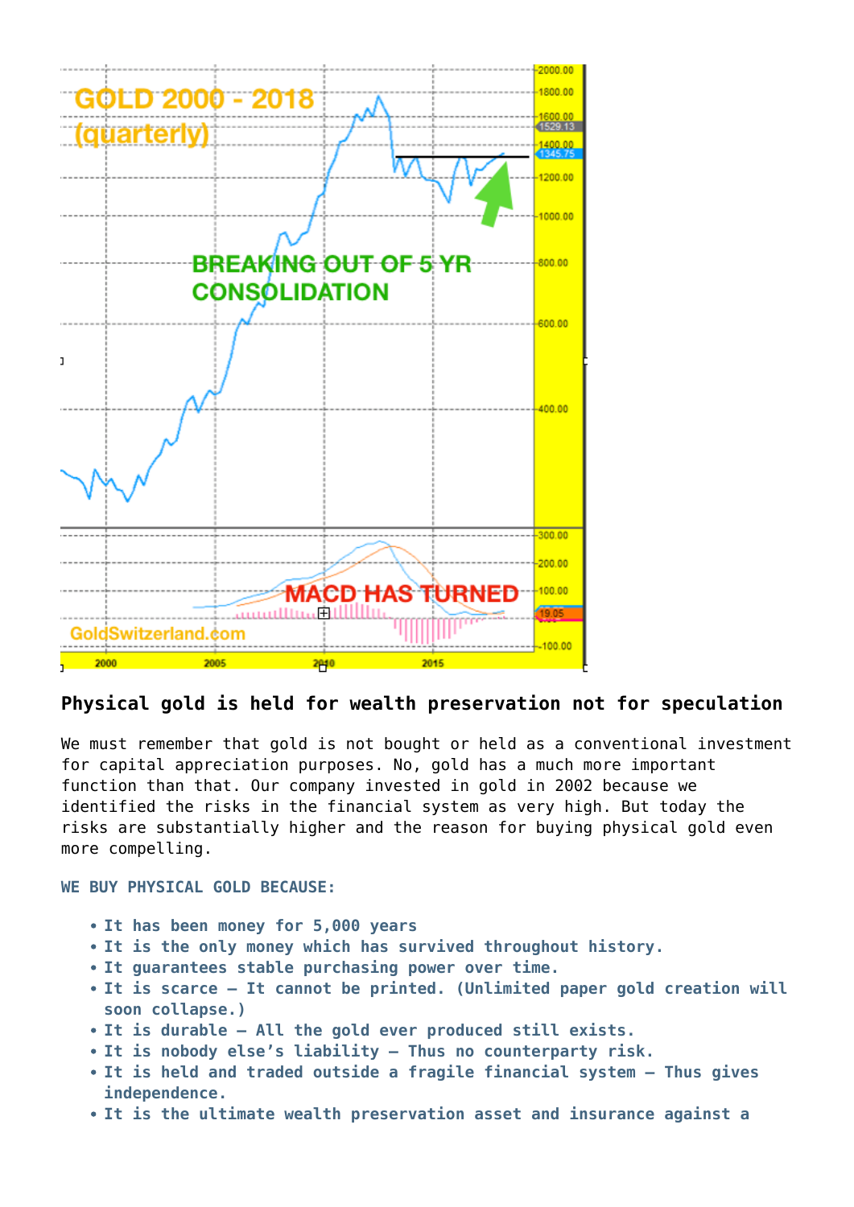## Physical gold is held for wealth preservation not for speculation

We must remember that gold is not bought or held as a conventional investment for capital appreciation purposes. No, gold has a much more important function than that. Our company invested in gold in 2002 because we identified the risks in the financial system as very high. But today the risks are substantially higher and the reason for buying physical gold even more compelling.

**WE BUY PHYSICAL GOLD BECAUSE:**

- **It has been money for 5,000 years**
- **It is the only money which has survived throughout history.**
- **It guarantees stable purchasing power over time.**
- **It is scarce – It cannot be printed. (Unlimited paper gold creation will soon collapse.)**
- **It is durable – All the gold ever produced still exists.**
- **It is nobody else's liability – Thus no counterparty risk.**
- **It is held and traded outside a fragile financial system – Thus gives independence.**
- **It is the ultimate wealth preservation asset and insurance against a**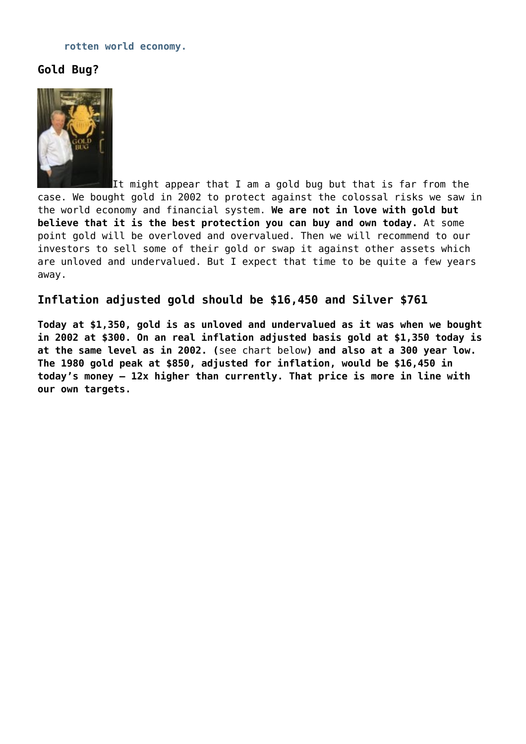**rotten world economy.**

### Gold Bug?

It might appear that I am a gold bug but that is far from the case. We bought gold in 2002 to protect against the colossal risks we saw in the world economy and financial system. **We are not in love with gold but believe that it is the best protection you can buy and own today.** At some point gold will be overloved and overvalued. Then we will recommend to our investors to sell some of their gold or swap it against other assets which are unloved and undervalued. But I expect that time to be quite a few years away.

### Inflation adjusted gold should be $16,450 and Silver $761

**Today at $1,350, gold is as unloved and undervalued as it was when we bought in 2002 at $300. On an real inflation adjusted basis gold at $1,350 today is at the same level as in 2002. (**see chart below**) and also at a 300 year low. The 1980 gold peak at $850, adjusted for inflation, would be $16,450 in today's money – 12x higher than currently. That price is more in line with our own targets.**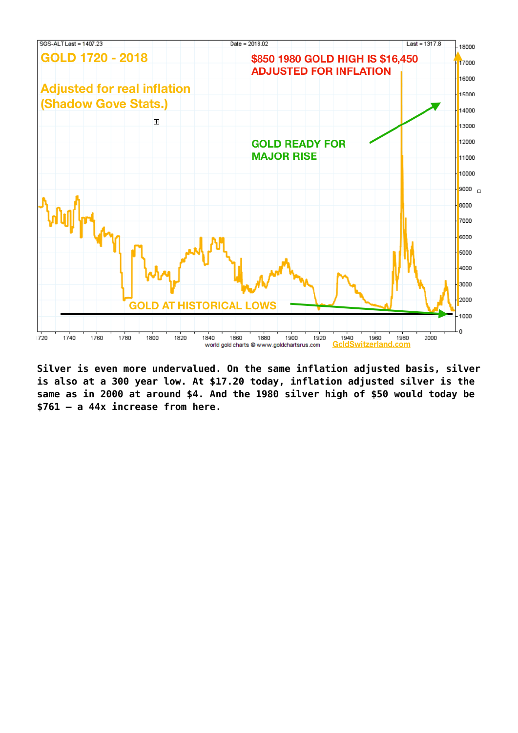Silver is even more undervalued. On the same inflation adjusted basis, silver is also at a 300 year low. At $17.20 today, inflation adjusted silver is the same as in 2000 at around $4. And the 1980 silver high of $50 would today be $761 – a 44x increase from here.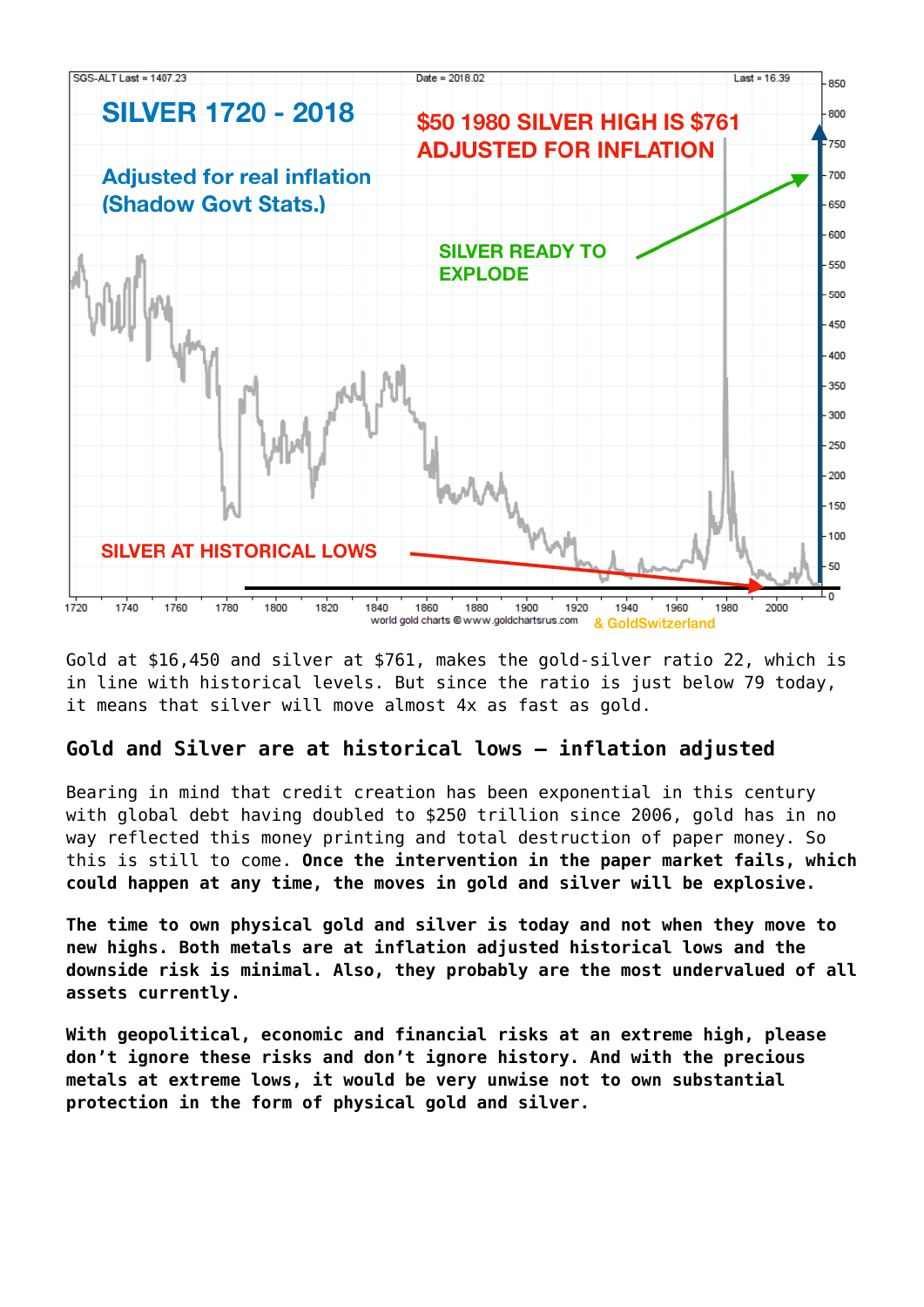SGS-ALT Last = 1407.23

Date = 2018.02

Last = 16.39

SILVER 1720 - 2018

Adjusted for real inflation (Shadow Govt Stats.)

$50 1980 SILVER HIGH IS $761 ADJUSTED FOR INFLATION

SILVER READY TO EXPLODE

SILVER AT HISTORICAL LOWS

850 800 750 700 650 600 550 500 450 400 350 300 250 200 150 100 50 0

1720 1740 1760 1780 1800 1820 1840 1860 1880 1900 1920 1940 1960 1980 2000

world gold charts © www.goldchartsrus.com

& GoldSwitzerland

Gold at $16,450 and silver at $761, makes the gold-silver ratio 22, which is in line with historical levels. But since the ratio is just below 79 today, it means that silver will move almost 4x as fast as gold.

## Gold and Silver are at historical lows – inflation adjusted

Bearing in mind that credit creation has been exponential in this century with global debt having doubled to $250 trillion since 2006, gold has in no way reflected this money printing and total destruction of paper money. So this is still to come. **Once the intervention in the paper market fails, which could happen at any time, the moves in gold and silver will be explosive.**

**The time to own physical gold and silver is today and not when they move to new highs. Both metals are at inflation adjusted historical lows and the downside risk is minimal. Also, they probably are the most undervalued of all assets currently.**

**With geopolitical, economic and financial risks at an extreme high, please don't ignore these risks and don't ignore history. And with the precious metals at extreme lows, it would be very unwise not to own substantial protection in the form of physical gold and silver.**